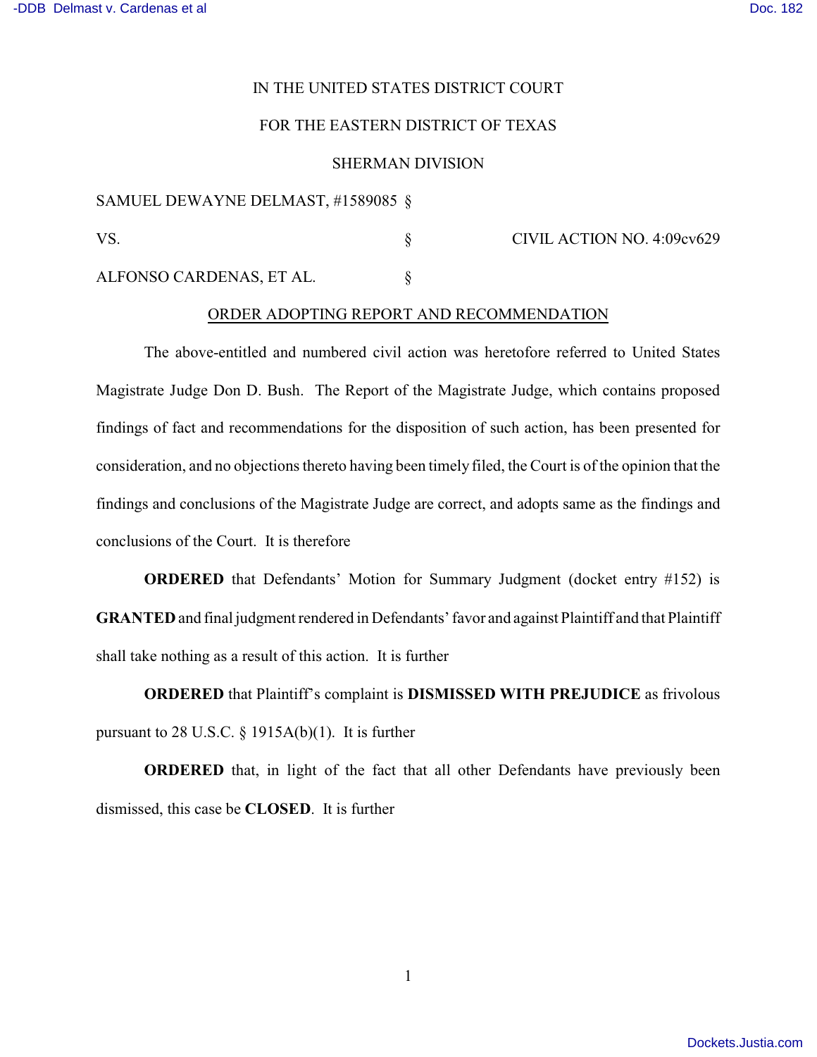IN THE UNITED STATES DISTRICT COURT

FOR THE EASTERN DISTRICT OF TEXAS

SHERMAN DIVISION

SAMUEL DEWAYNE DELMAST, #1589085 §

VS. § CIVIL ACTION NO. 4:09cv629

ALFONSO CARDENAS, ET AL. §

ORDER ADOPTING REPORT AND RECOMMENDATION

The above-entitled and numbered civil action was heretofore referred to United States Magistrate Judge Don D. Bush. The Report of the Magistrate Judge, which contains proposed findings of fact and recommendations for the disposition of such action, has been presented for consideration, and no objections thereto having been timely filed, the Court is of the opinion that the findings and conclusions of the Magistrate Judge are correct, and adopts same as the findings and conclusions of the Court. It is therefore

**ORDERED** that Defendants' Motion for Summary Judgment (docket entry #152) is **GRANTED** and final judgment rendered in Defendants' favor and against Plaintiff and that Plaintiff shall take nothing as a result of this action. It is further

**ORDERED** that Plaintiff's complaint is **DISMISSED WITH PREJUDICE** as frivolous pursuant to 28 U.S.C. § 1915A(b)(1). It is further

**ORDERED** that, in light of the fact that all other Defendants have previously been dismissed, this case be **CLOSED**. It is further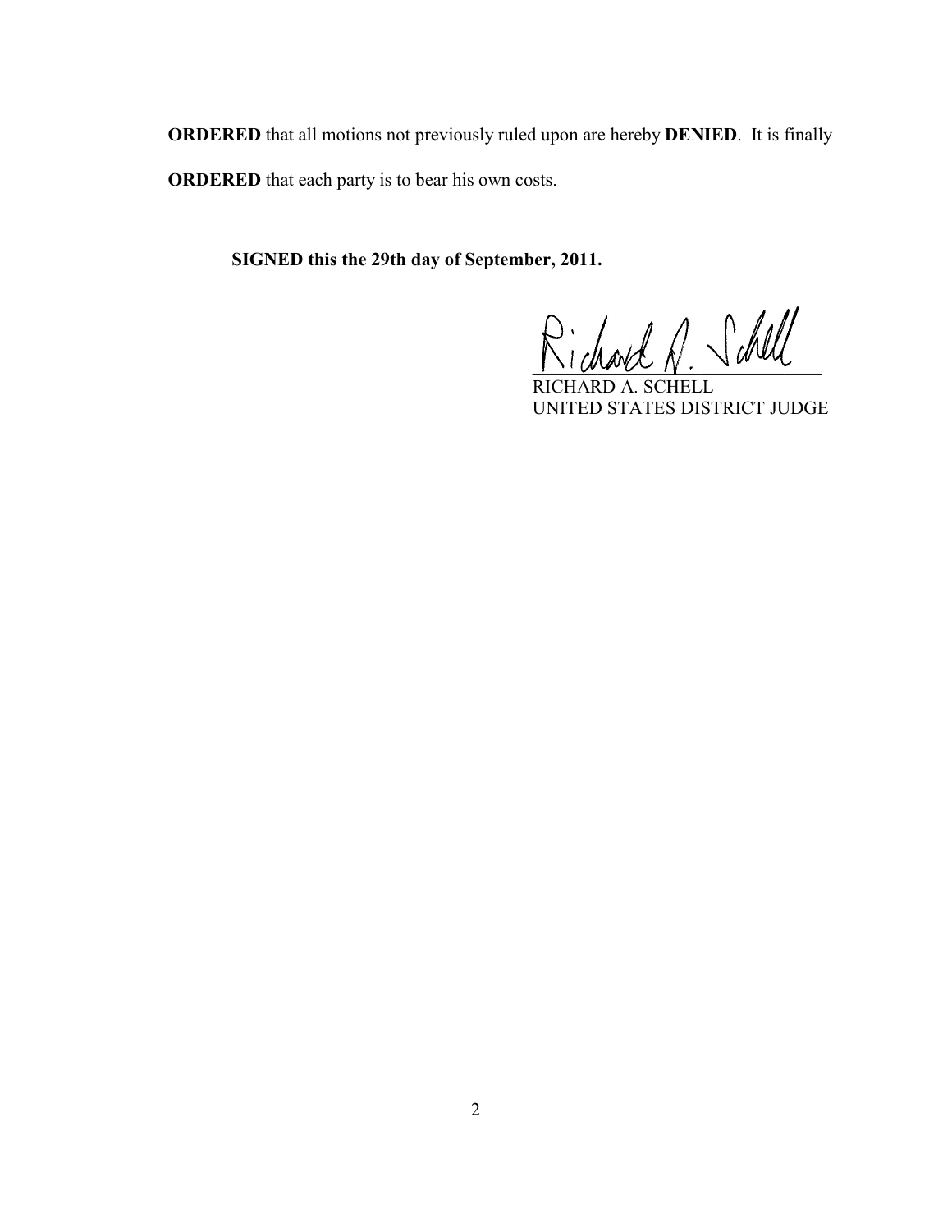**ORDERED** that all motions not previously ruled upon are hereby **DENIED**. It is finally

**ORDERED** that each party is to bear his own costs.

**SIGNED this the 29th day of September, 2011.**

RICHARD A. SCHELL
UNITED STATES DISTRICT JUDGE